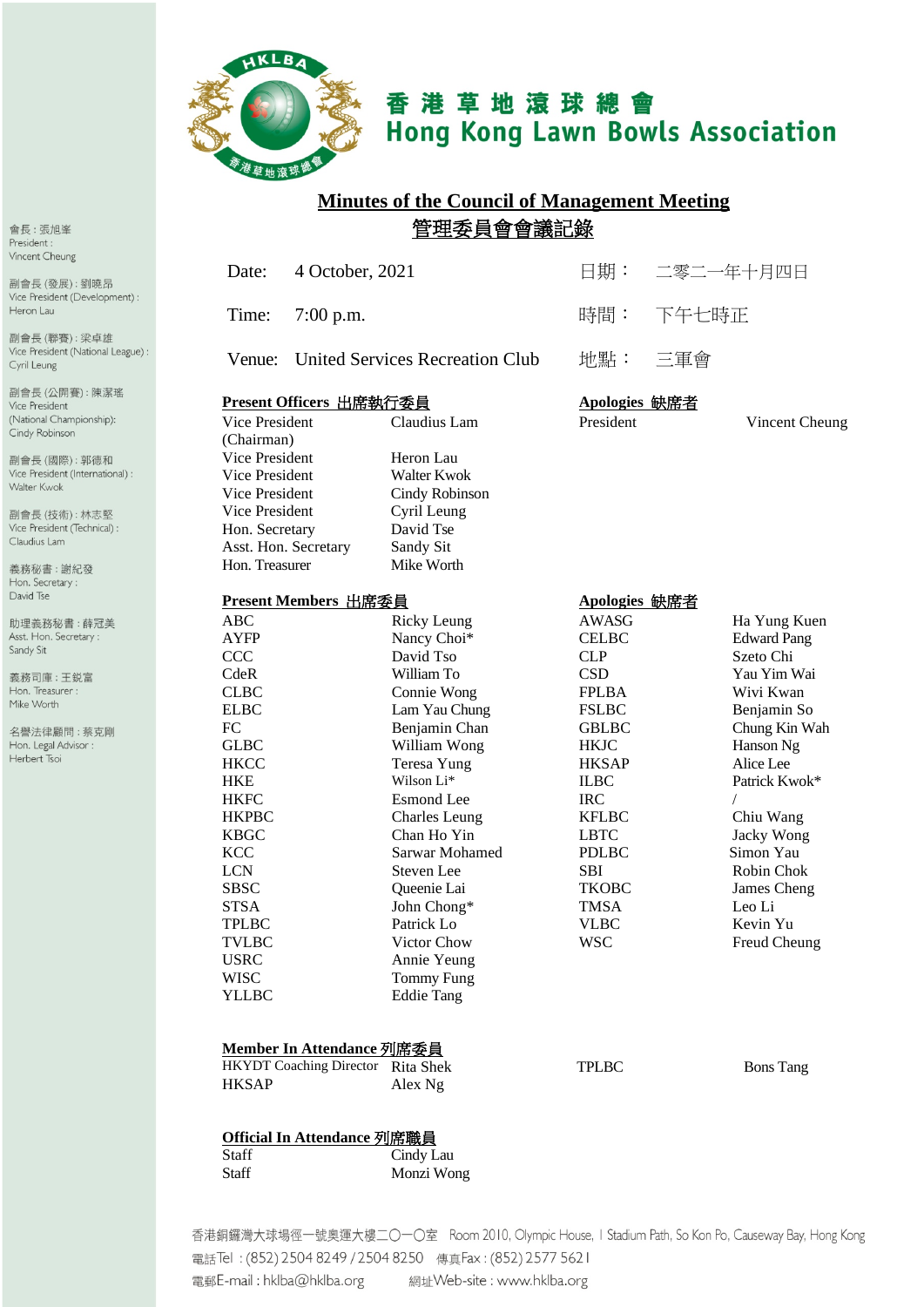# 香港草地滾球總會
# Hong Kong Lawn Bowls Association

會長：張旭峯
President : Vincent Cheung

副會長 (發展)：劉曉昂
Vice President (Development) : Heron Lau

副會長 (聯賽)：梁卓雄
Vice President (National League) : Cyril Leung

副會長 (公開賽)：陳潔瑤
Vice President (National Championship): Cindy Robinson

副會長 (國際)：郭德和
Vice President (International) : Walter Kwok

副會長 (技術)：林志堅
Vice President (Technical) : Claudius Lam

義務秘書：謝紀發
Hon. Secretary : David Tse

助理義務秘書：薛冠美
Asst. Hon. Secretary : Sandy Sit

義務司庫：王鋭富
Hon. Treasurer : Mike Worth

名譽法律顧問：蔡克剛
Hon. Legal Advisor : Herbert Tsoi

## Minutes of the Council of Management Meeting
## 管理委員會會議記錄

| | | | |
|---|---|---|---|
| Date: | 4 October, 2021 | 日期： | 二零二一年十月四日 |
| Time: | 7:00 p.m. | 時間： | 下午七時正 |
| Venue: | United Services Recreation Club | 地點： | 三軍會 |

**Present Officers 出席執行委員**

| | |
|---|---|
| Vice President (Chairman) | Claudius Lam |
| Vice President | Heron Lau |
| Vice President | Walter Kwok |
| Vice President | Cindy Robinson |
| Vice President | Cyril Leung |
| Hon. Secretary | David Tse |
| Asst. Hon. Secretary | Sandy Sit |
| Hon. Treasurer | Mike Worth |

**Apologies 缺席者**

| | |
|---|---|
| President | Vincent Cheung |

**Present Members 出席委員**

| | |
|---|---|
| ABC | Ricky Leung |
| AYFP | Nancy Choi* |
| CCC | David Tso |
| CdeR | William To |
| CLBC | Connie Wong |
| ELBC | Lam Yau Chung |
| FC | Benjamin Chan |
| GLBC | William Wong |
| HKCC | Teresa Yung |
| HKE | Wilson Li* |
| HKFC | Esmond Lee |
| HKPBC | Charles Leung |
| KBGC | Chan Ho Yin |
| KCC | Sarwar Mohamed |
| LCN | Steven Lee |
| SBSC | Queenie Lai |
| STSA | John Chong* |
| TPLBC | Patrick Lo |
| TVLBC | Victor Chow |
| USRC | Annie Yeung |
| WISC | Tommy Fung |
| YLLBC | Eddie Tang |

**Apologies 缺席者**

| | |
|---|---|
| AWASG | Ha Yung Kuen |
| CELBC | Edward Pang |
| CLP | Szeto Chi |
| CSD | Yau Yim Wai |
| FPLBA | Wivi Kwan |
| FSLBC | Benjamin So |
| GBLBC | Chung Kin Wah |
| HKJC | Hanson Ng |
| HKSAP | Alice Lee |
| ILBC | Patrick Kwok* |
| IRC | / |
| KFLBC | Chiu Wang |
| LBTC | Jacky Wong |
| PDLBC | Simon Yau |
| SBI | Robin Chok |
| TKOBC | James Cheng |
| TMSA | Leo Li |
| VLBC | Kevin Yu |
| WSC | Freud Cheung |

**Member In Attendance 列席委員**

| | |
|---|---|
| HKYDT Coaching Director | Rita Shek |
| HKSAP | Alex Ng |
| TPLBC | Bons Tang |

**Official In Attendance 列席職員**

| | |
|---|---|
| Staff | Cindy Lau |
| Staff | Monzi Wong |

香港銅鑼灣大球場徑一號奧運大樓二〇一〇室 Room 2010, Olympic House, 1 Stadium Path, So Kon Po, Causeway Bay, Hong Kong
電話Tel : (852) 2504 8249 / 2504 8250 傳真Fax : (852) 2577 5621
電郵E-mail : hklba@hklba.org 網址Web-site : www.hklba.org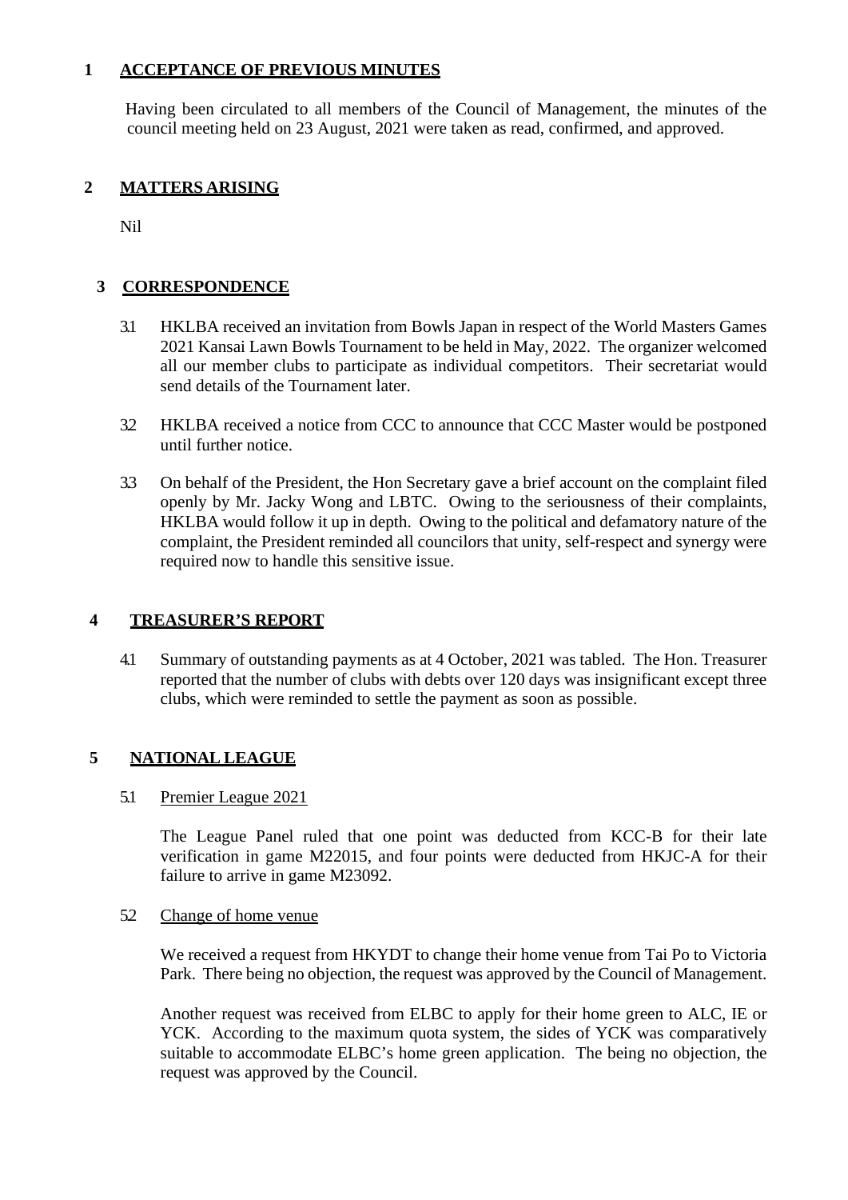## 1 ACCEPTANCE OF PREVIOUS MINUTES

Having been circulated to all members of the Council of Management, the minutes of the council meeting held on 23 August, 2021 were taken as read, confirmed, and approved.

## 2 MATTERS ARISING

Nil

## 3 CORRESPONDENCE

3.1 HKLBA received an invitation from Bowls Japan in respect of the World Masters Games 2021 Kansai Lawn Bowls Tournament to be held in May, 2022. The organizer welcomed all our member clubs to participate as individual competitors. Their secretariat would send details of the Tournament later.

3.2 HKLBA received a notice from CCC to announce that CCC Master would be postponed until further notice.

3.3 On behalf of the President, the Hon Secretary gave a brief account on the complaint filed openly by Mr. Jacky Wong and LBTC. Owing to the seriousness of their complaints, HKLBA would follow it up in depth. Owing to the political and defamatory nature of the complaint, the President reminded all councilors that unity, self-respect and synergy were required now to handle this sensitive issue.

## 4 TREASURER'S REPORT

4.1 Summary of outstanding payments as at 4 October, 2021 was tabled. The Hon. Treasurer reported that the number of clubs with debts over 120 days was insignificant except three clubs, which were reminded to settle the payment as soon as possible.

## 5 NATIONAL LEAGUE

5.1 Premier League 2021

The League Panel ruled that one point was deducted from KCC-B for their late verification in game M22015, and four points were deducted from HKJC-A for their failure to arrive in game M23092.

5.2 Change of home venue

We received a request from HKYDT to change their home venue from Tai Po to Victoria Park. There being no objection, the request was approved by the Council of Management.

Another request was received from ELBC to apply for their home green to ALC, IE or YCK. According to the maximum quota system, the sides of YCK was comparatively suitable to accommodate ELBC's home green application. The being no objection, the request was approved by the Council.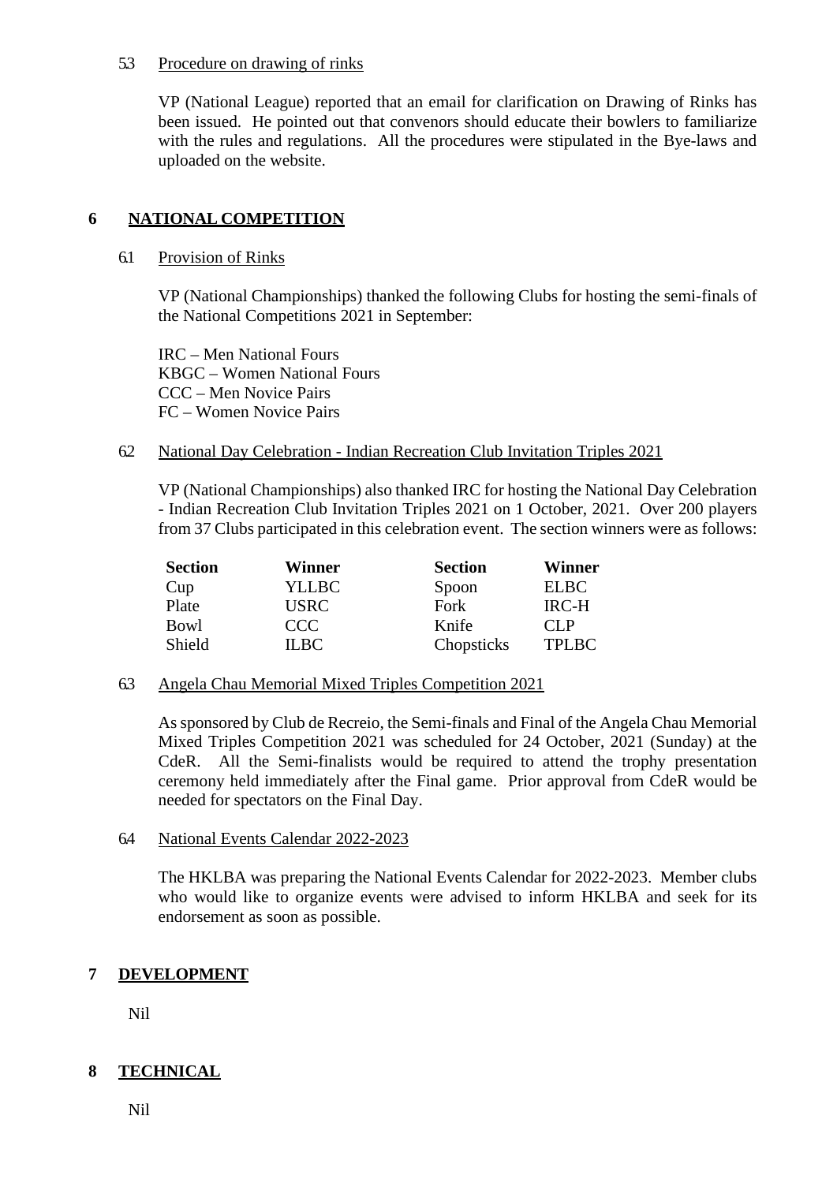5.3 Procedure on drawing of rinks

VP (National League) reported that an email for clarification on Drawing of Rinks has been issued. He pointed out that convenors should educate their bowlers to familiarize with the rules and regulations. All the procedures were stipulated in the Bye-laws and uploaded on the website.

## 6 NATIONAL COMPETITION

6.1 Provision of Rinks

VP (National Championships) thanked the following Clubs for hosting the semi-finals of the National Competitions 2021 in September:

IRC – Men National Fours
KBGC – Women National Fours
CCC – Men Novice Pairs
FC – Women Novice Pairs

6.2 National Day Celebration - Indian Recreation Club Invitation Triples 2021

VP (National Championships) also thanked IRC for hosting the National Day Celebration - Indian Recreation Club Invitation Triples 2021 on 1 October, 2021. Over 200 players from 37 Clubs participated in this celebration event. The section winners were as follows:

| Section | Winner | Section | Winner |
|---|---|---|---|
| Cup | YLLBC | Spoon | ELBC |
| Plate | USRC | Fork | IRC-H |
| Bowl | CCC | Knife | CLP |
| Shield | ILBC | Chopsticks | TPLBC |

6.3 Angela Chau Memorial Mixed Triples Competition 2021

As sponsored by Club de Recreio, the Semi-finals and Final of the Angela Chau Memorial Mixed Triples Competition 2021 was scheduled for 24 October, 2021 (Sunday) at the CdeR. All the Semi-finalists would be required to attend the trophy presentation ceremony held immediately after the Final game. Prior approval from CdeR would be needed for spectators on the Final Day.

6.4 National Events Calendar 2022-2023

The HKLBA was preparing the National Events Calendar for 2022-2023. Member clubs who would like to organize events were advised to inform HKLBA and seek for its endorsement as soon as possible.

## 7 DEVELOPMENT

Nil

## 8 TECHNICAL

Nil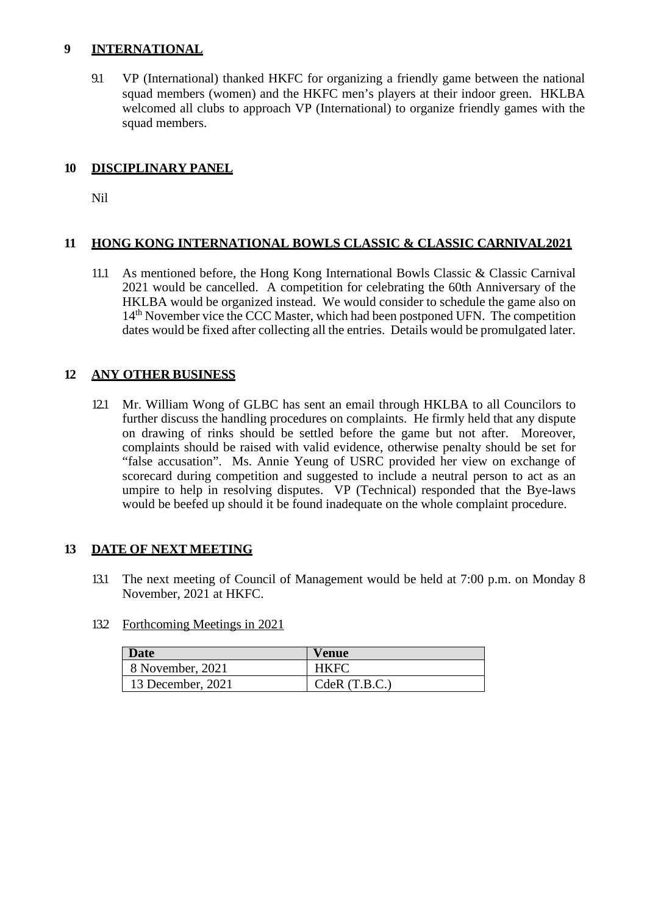## 9 INTERNATIONAL

9.1 VP (International) thanked HKFC for organizing a friendly game between the national squad members (women) and the HKFC men's players at their indoor green. HKLBA welcomed all clubs to approach VP (International) to organize friendly games with the squad members.

## 10 DISCIPLINARY PANEL

Nil

## 11 HONG KONG INTERNATIONAL BOWLS CLASSIC & CLASSIC CARNIVAL2021

11.1 As mentioned before, the Hong Kong International Bowls Classic & Classic Carnival 2021 would be cancelled. A competition for celebrating the 60th Anniversary of the HKLBA would be organized instead. We would consider to schedule the game also on 14th November vice the CCC Master, which had been postponed UFN. The competition dates would be fixed after collecting all the entries. Details would be promulgated later.

## 12 ANY OTHER BUSINESS

12.1 Mr. William Wong of GLBC has sent an email through HKLBA to all Councilors to further discuss the handling procedures on complaints. He firmly held that any dispute on drawing of rinks should be settled before the game but not after. Moreover, complaints should be raised with valid evidence, otherwise penalty should be set for "false accusation". Ms. Annie Yeung of USRC provided her view on exchange of scorecard during competition and suggested to include a neutral person to act as an umpire to help in resolving disputes. VP (Technical) responded that the Bye-laws would be beefed up should it be found inadequate on the whole complaint procedure.

## 13 DATE OF NEXT MEETING

13.1 The next meeting of Council of Management would be held at 7:00 p.m. on Monday 8 November, 2021 at HKFC.

13.2 Forthcoming Meetings in 2021

| Date | Venue |
|---|---|
| 8 November, 2021 | HKFC |
| 13 December, 2021 | CdeR (T.B.C.) |